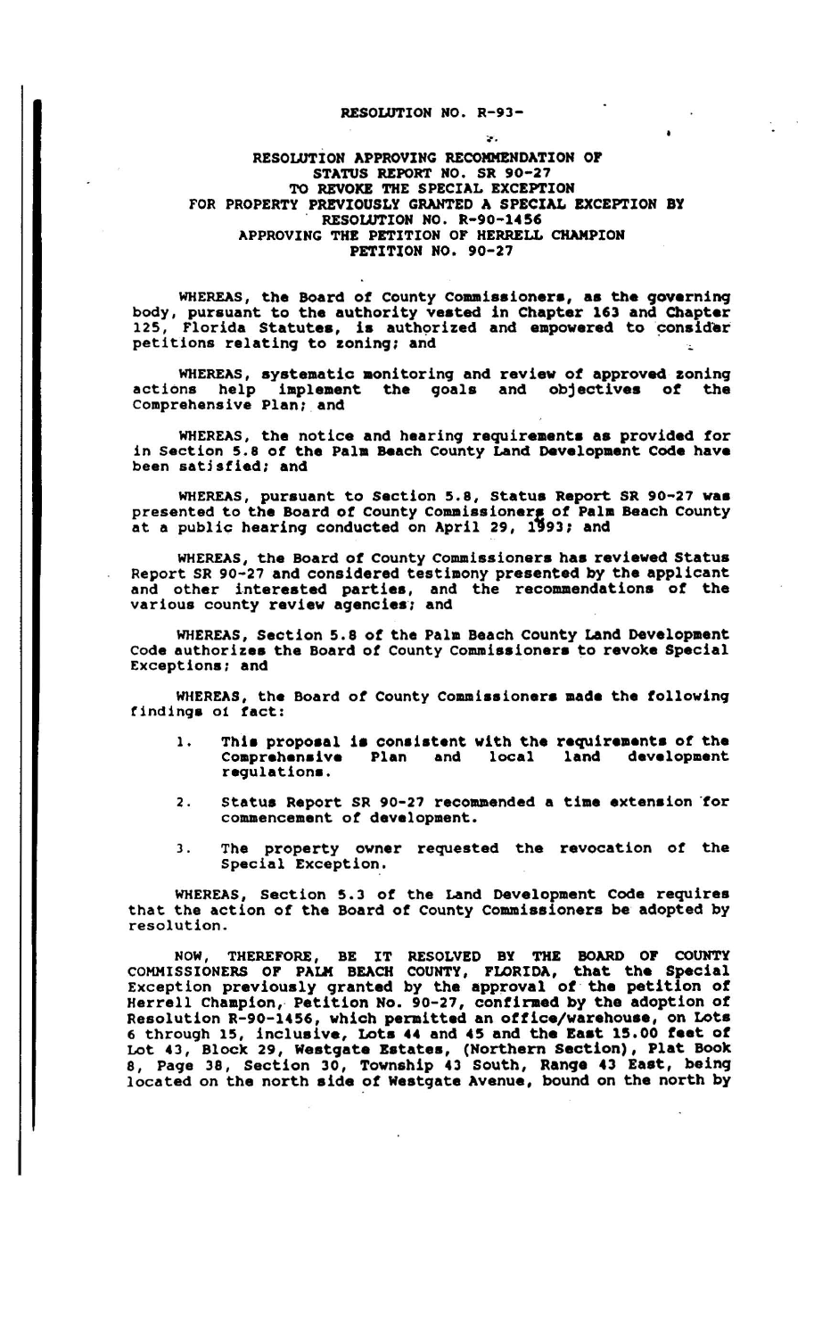**RESOLUTION NO. R-93-**

**RESOLUTION APPROVING RECOMMENDATION OF STATUS REPORT NO. SR 90-27 TO REVOKE THE SPECIAL EXCEPTION FOR PROPERTY PREVIOUSLY GRANTED A SPECIAL EXCEPTION BY RESOLUTION NO. R-90-1456 APPROVING THE PETITION OF HERRELL CHAMPION PETITION NO. 90-27**

WHEREAS, the Board of County Commissioners, as the governing body, pursuant to the authority vested in Chapter 163 and Chapter 125, Florida Statutes, is authorized and empowered to consider petitions relating to zoning; and

WHEREAS, systematic monitoring and review of approved zoning actions help implement the goals and objectives of the Comprehensive Plan; and

WHEREAS, the notice and hearing requirements as provided for in Section 5.8 of the Palm Beach County Land Development Code have been satisfied; and

WHEREAS, pursuant to Section 5.8, Status Report SR 90-27 was presented to the Board of County Commissioners of Palm Beach County at a public hearing conducted on April 29, 1993; and

WHEREAS, the Board of County Commissioners has reviewed Status Report SR 90-27 and considered testimony presented by the applicant and other interested parties, and the recommendations of the various county review agencies; and

WHEREAS, Section 5.8 of the Palm Beach County Land Development Code authorizes the Board of County Commissioners to revoke Special Exceptions; and

WHEREAS, the Board of County Commissioners made the following findings of fact:

1. This proposal is consistent with the requirements of the Comprehensive Plan and local land development regulations.
2. Status Report SR 90-27 recommended a time extension for commencement of development.
3. The property owner requested the revocation of the Special Exception.

WHEREAS, Section 5.3 of the Land Development Code requires that the action of the Board of County Commissioners be adopted by resolution.

NOW, THEREFORE, BE IT RESOLVED BY THE BOARD OF COUNTY COMMISSIONERS OF PALM BEACH COUNTY, FLORIDA, that the Special Exception previously granted by the approval of the petition of Herrell Champion, Petition No. 90-27, confirmed by the adoption of Resolution R-90-1456, which permitted an office/warehouse, on Lots 6 through 15, inclusive, Lots 44 and 45 and the East 15.00 feet of Lot 43, Block 29, Westgate Estates, (Northern Section), Plat Book 8, Page 38, Section 30, Township 43 South, Range 43 East, being located on the north side of Westgate Avenue, bound on the north by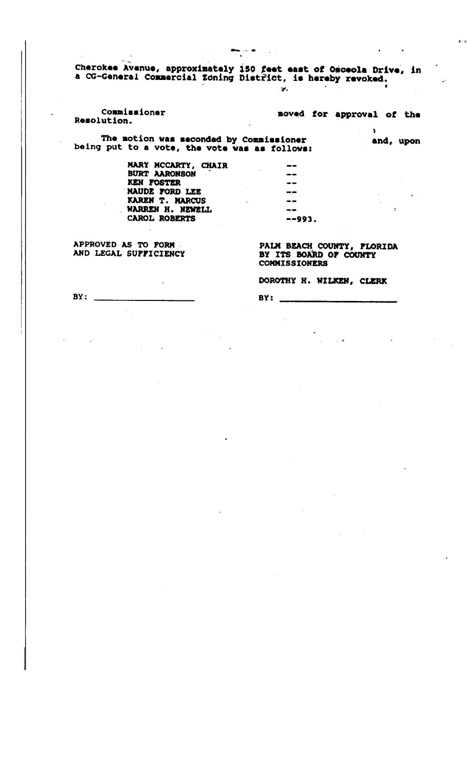Cherokee Avenue, approximately 150 feet east of Osceola Drive, in a CG-General Commercial Zoning District, is hereby revoked.

Commissioner moved for approval of the Resolution.

The motion was seconded by Commissioner and, upon being put to a vote, the vote was as follows:

| | |
|---|---|
| MARY MCCARTY, CHAIR | -- |
| BURT AARONSON | -- |
| KEN FOSTER | -- |
| MAUDE FORD LEE | -- |
| KAREN T. MARCUS | -- |
| WARREN H. NEWELL | -- |
| CAROL ROBERTS | --993. |

APPROVED AS TO FORM AND LEGAL SUFFICIENCY

BY: ____________________

PALM BEACH COUNTY, FLORIDA BY ITS BOARD OF COUNTY COMMISSIONERS

DOROTHY H. WILKEN, CLERK

BY: ____________________